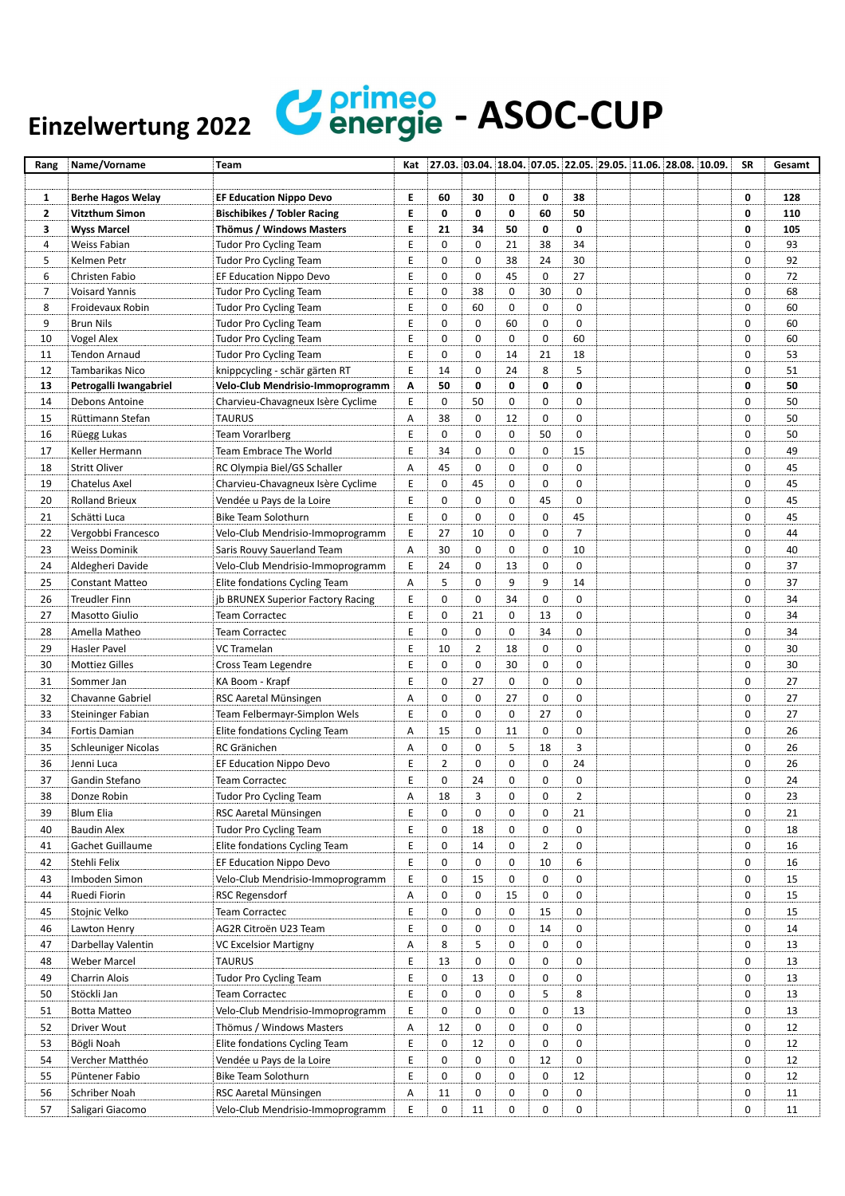# Einzelwertung 2022 primeo energie - ASOC-CUP

| Rang | Name/Vorname | Team | Kat | 27.03. | 03.04. | 18.04. | 07.05. | 22.05. | 29.05. | 11.06. | 28.08. | 10.09. | SR | Gesamt |
|---|---|---|---|---|---|---|---|---|---|---|---|---|---|---|
| **1** | **Berhe Hagos Welay** | **EF Education Nippo Devo** | **E** | **60** | **30** | **0** | **0** | **38** | | | | | **0** | **128** |
| **2** | **Vitzthum Simon** | **Bischibikes / Tobler Racing** | **E** | **0** | **0** | **0** | **60** | **50** | | | | | **0** | **110** |
| **3** | **Wyss Marcel** | **Thömus / Windows Masters** | **E** | **21** | **34** | **50** | **0** | **0** | | | | | **0** | **105** |
| 4 | Weiss Fabian | Tudor Pro Cycling Team | E | 0 | 0 | 21 | 38 | 34 | | | | | 0 | 93 |
| 5 | Kelmen Petr | Tudor Pro Cycling Team | E | 0 | 0 | 38 | 24 | 30 | | | | | 0 | 92 |
| 6 | Christen Fabio | EF Education Nippo Devo | E | 0 | 0 | 45 | 0 | 27 | | | | | 0 | 72 |
| 7 | Voisard Yannis | Tudor Pro Cycling Team | E | 0 | 38 | 0 | 30 | 0 | | | | | 0 | 68 |
| 8 | Froidevaux Robin | Tudor Pro Cycling Team | E | 0 | 60 | 0 | 0 | 0 | | | | | 0 | 60 |
| 9 | Brun Nils | Tudor Pro Cycling Team | E | 0 | 0 | 60 | 0 | 0 | | | | | 0 | 60 |
| 10 | Vogel Alex | Tudor Pro Cycling Team | E | 0 | 0 | 0 | 0 | 60 | | | | | 0 | 60 |
| 11 | Tendon Arnaud | Tudor Pro Cycling Team | E | 0 | 0 | 14 | 21 | 18 | | | | | 0 | 53 |
| 12 | Tambarikas Nico | knippcycling - schär gärten RT | E | 14 | 0 | 24 | 8 | 5 | | | | | 0 | 51 |
| **13** | **Petrogalli Iwangabriel** | **Velo-Club Mendrisio-Immoprogramm** | **A** | **50** | **0** | **0** | **0** | **0** | | | | | **0** | **50** |
| 14 | Debons Antoine | Charvieu-Chavagneux Isère Cyclime | E | 0 | 50 | 0 | 0 | 0 | | | | | 0 | 50 |
| 15 | Rüttimann Stefan | TAURUS | A | 38 | 0 | 12 | 0 | 0 | | | | | 0 | 50 |
| 16 | Rüegg Lukas | Team Vorarlberg | E | 0 | 0 | 0 | 50 | 0 | | | | | 0 | 50 |
| 17 | Keller Hermann | Team Embrace The World | E | 34 | 0 | 0 | 0 | 15 | | | | | 0 | 49 |
| 18 | Stritt Oliver | RC Olympia Biel/GS Schaller | A | 45 | 0 | 0 | 0 | 0 | | | | | 0 | 45 |
| 19 | Chatelus Axel | Charvieu-Chavagneux Isère Cyclime | E | 0 | 45 | 0 | 0 | 0 | | | | | 0 | 45 |
| 20 | Rolland Brieux | Vendée u Pays de la Loire | E | 0 | 0 | 0 | 45 | 0 | | | | | 0 | 45 |
| 21 | Schätti Luca | Bike Team Solothurn | E | 0 | 0 | 0 | 0 | 45 | | | | | 0 | 45 |
| 22 | Vergobbi Francesco | Velo-Club Mendrisio-Immoprogramm | E | 27 | 10 | 0 | 0 | 7 | | | | | 0 | 44 |
| 23 | Weiss Dominik | Saris Rouvy Sauerland Team | A | 30 | 0 | 0 | 0 | 10 | | | | | 0 | 40 |
| 24 | Aldegheri Davide | Velo-Club Mendrisio-Immoprogramm | E | 24 | 0 | 13 | 0 | 0 | | | | | 0 | 37 |
| 25 | Constant Matteo | Elite fondations Cycling Team | A | 5 | 0 | 9 | 9 | 14 | | | | | 0 | 37 |
| 26 | Treudler Finn | jb BRUNEX Superior Factory Racing | E | 0 | 0 | 34 | 0 | 0 | | | | | 0 | 34 |
| 27 | Masotto Giulio | Team Corractec | E | 0 | 21 | 0 | 13 | 0 | | | | | 0 | 34 |
| 28 | Amella Matheo | Team Corractec | E | 0 | 0 | 0 | 34 | 0 | | | | | 0 | 34 |
| 29 | Hasler Pavel | VC Tramelan | E | 10 | 2 | 18 | 0 | 0 | | | | | 0 | 30 |
| 30 | Mottiez Gilles | Cross Team Legendre | E | 0 | 0 | 30 | 0 | 0 | | | | | 0 | 30 |
| 31 | Sommer Jan | KA Boom - Krapf | E | 0 | 27 | 0 | 0 | 0 | | | | | 0 | 27 |
| 32 | Chavanne Gabriel | RSC Aaretal Münsingen | A | 0 | 0 | 27 | 0 | 0 | | | | | 0 | 27 |
| 33 | Steininger Fabian | Team Felbermayr-Simplon Wels | E | 0 | 0 | 0 | 27 | 0 | | | | | 0 | 27 |
| 34 | Fortis Damian | Elite fondations Cycling Team | A | 15 | 0 | 11 | 0 | 0 | | | | | 0 | 26 |
| 35 | Schleuniger Nicolas | RC Gränichen | A | 0 | 0 | 5 | 18 | 3 | | | | | 0 | 26 |
| 36 | Jenni Luca | EF Education Nippo Devo | E | 2 | 0 | 0 | 0 | 24 | | | | | 0 | 26 |
| 37 | Gandin Stefano | Team Corractec | E | 0 | 24 | 0 | 0 | 0 | | | | | 0 | 24 |
| 38 | Donze Robin | Tudor Pro Cycling Team | A | 18 | 3 | 0 | 0 | 2 | | | | | 0 | 23 |
| 39 | Blum Elia | RSC Aaretal Münsingen | E | 0 | 0 | 0 | 0 | 21 | | | | | 0 | 21 |
| 40 | Baudin Alex | Tudor Pro Cycling Team | E | 0 | 18 | 0 | 0 | 0 | | | | | 0 | 18 |
| 41 | Gachet Guillaume | Elite fondations Cycling Team | E | 0 | 14 | 0 | 2 | 0 | | | | | 0 | 16 |
| 42 | Stehli Felix | EF Education Nippo Devo | E | 0 | 0 | 0 | 10 | 6 | | | | | 0 | 16 |
| 43 | Imboden Simon | Velo-Club Mendrisio-Immoprogramm | E | 0 | 15 | 0 | 0 | 0 | | | | | 0 | 15 |
| 44 | Ruedi Fiorin | RSC Regensdorf | A | 0 | 0 | 15 | 0 | 0 | | | | | 0 | 15 |
| 45 | Stojnic Velko | Team Corractec | E | 0 | 0 | 0 | 15 | 0 | | | | | 0 | 15 |
| 46 | Lawton Henry | AG2R Citroën U23 Team | E | 0 | 0 | 0 | 14 | 0 | | | | | 0 | 14 |
| 47 | Darbellay Valentin | VC Excelsior Martigny | A | 8 | 5 | 0 | 0 | 0 | | | | | 0 | 13 |
| 48 | Weber Marcel | TAURUS | E | 13 | 0 | 0 | 0 | 0 | | | | | 0 | 13 |
| 49 | Charrin Alois | Tudor Pro Cycling Team | E | 0 | 13 | 0 | 0 | 0 | | | | | 0 | 13 |
| 50 | Stöckli Jan | Team Corractec | E | 0 | 0 | 0 | 5 | 8 | | | | | 0 | 13 |
| 51 | Botta Matteo | Velo-Club Mendrisio-Immoprogramm | E | 0 | 0 | 0 | 0 | 13 | | | | | 0 | 13 |
| 52 | Driver Wout | Thömus / Windows Masters | A | 12 | 0 | 0 | 0 | 0 | | | | | 0 | 12 |
| 53 | Bögli Noah | Elite fondations Cycling Team | E | 0 | 12 | 0 | 0 | 0 | | | | | 0 | 12 |
| 54 | Vercher Matthéo | Vendée u Pays de la Loire | E | 0 | 0 | 0 | 12 | 0 | | | | | 0 | 12 |
| 55 | Püntener Fabio | Bike Team Solothurn | E | 0 | 0 | 0 | 0 | 12 | | | | | 0 | 12 |
| 56 | Schriber Noah | RSC Aaretal Münsingen | A | 11 | 0 | 0 | 0 | 0 | | | | | 0 | 11 |
| 57 | Saligari Giacomo | Velo-Club Mendrisio-Immoprogramm | E | 0 | 11 | 0 | 0 | 0 | | | | | 0 | 11 |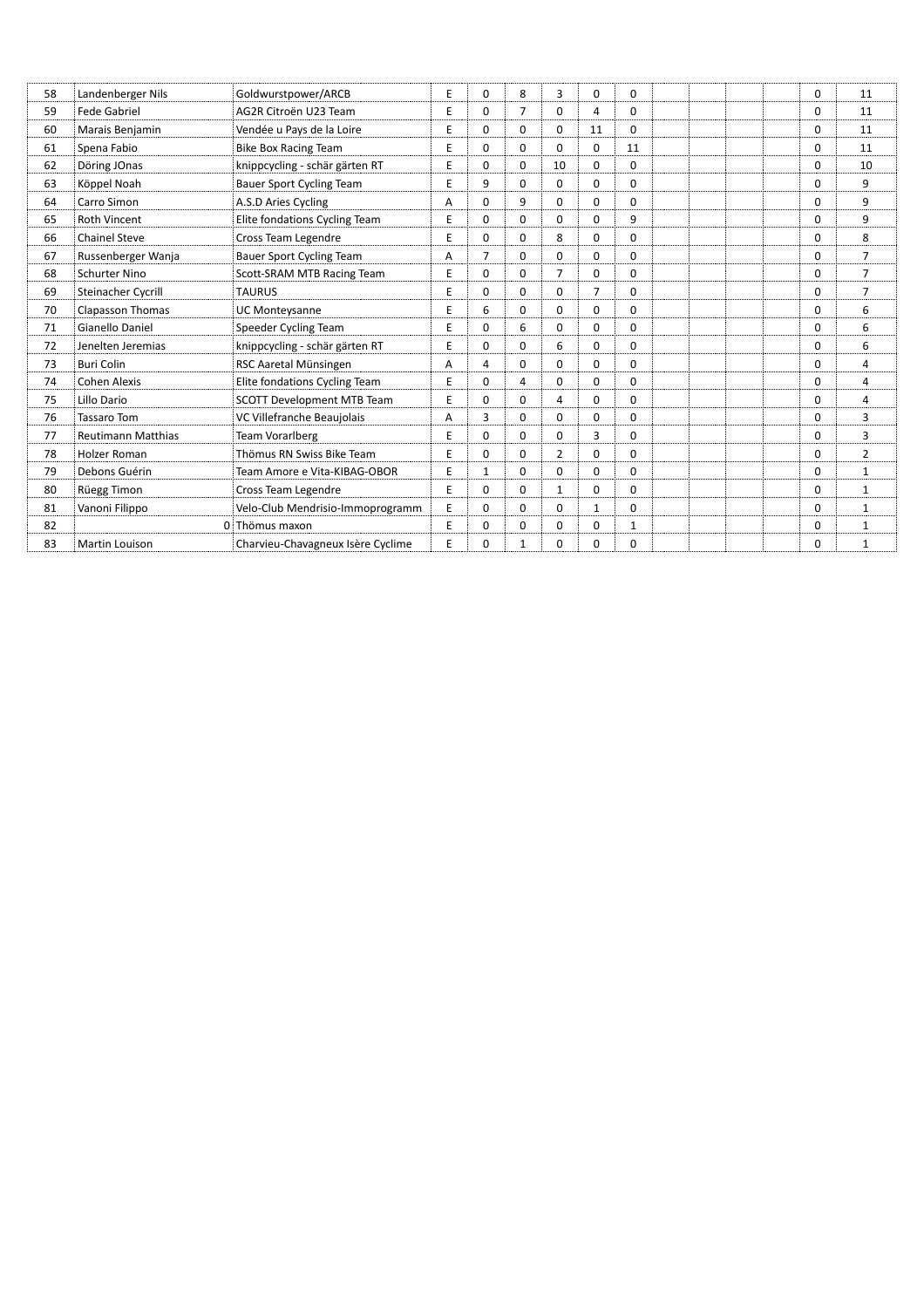| | | | | | | | | | | | | | | |
|---|---|---|---|---|---|---|---|---|---|---|---|---|---|---|
| 58 | Landenberger Nils | Goldwurstpower/ARCB | E | 0 | 8 | 3 | 0 | 0 | | | | | 0 | 11 |
| 59 | Fede Gabriel | AG2R Citroën U23 Team | E | 0 | 7 | 0 | 4 | 0 | | | | | 0 | 11 |
| 60 | Marais Benjamin | Vendée u Pays de la Loire | E | 0 | 0 | 0 | 11 | 0 | | | | | 0 | 11 |
| 61 | Spena Fabio | Bike Box Racing Team | E | 0 | 0 | 0 | 0 | 11 | | | | | 0 | 11 |
| 62 | Döring JOnas | knippcycling - schär gärten RT | E | 0 | 0 | 10 | 0 | 0 | | | | | 0 | 10 |
| 63 | Köppel Noah | Bauer Sport Cycling Team | E | 9 | 0 | 0 | 0 | 0 | | | | | 0 | 9 |
| 64 | Carro Simon | A.S.D Aries Cycling | A | 0 | 9 | 0 | 0 | 0 | | | | | 0 | 9 |
| 65 | Roth Vincent | Elite fondations Cycling Team | E | 0 | 0 | 0 | 0 | 9 | | | | | 0 | 9 |
| 66 | Chainel Steve | Cross Team Legendre | E | 0 | 0 | 8 | 0 | 0 | | | | | 0 | 8 |
| 67 | Russenberger Wanja | Bauer Sport Cycling Team | A | 7 | 0 | 0 | 0 | 0 | | | | | 0 | 7 |
| 68 | Schurter Nino | Scott-SRAM MTB Racing Team | E | 0 | 0 | 7 | 0 | 0 | | | | | 0 | 7 |
| 69 | Steinacher Cycrill | TAURUS | E | 0 | 0 | 0 | 7 | 0 | | | | | 0 | 7 |
| 70 | Clapasson Thomas | UC Monteysanne | E | 6 | 0 | 0 | 0 | 0 | | | | | 0 | 6 |
| 71 | Gianello Daniel | Speeder Cycling Team | E | 0 | 6 | 0 | 0 | 0 | | | | | 0 | 6 |
| 72 | Jenelten Jeremias | knippcycling - schär gärten RT | E | 0 | 0 | 6 | 0 | 0 | | | | | 0 | 6 |
| 73 | Buri Colin | RSC Aaretal Münsingen | A | 4 | 0 | 0 | 0 | 0 | | | | | 0 | 4 |
| 74 | Cohen Alexis | Elite fondations Cycling Team | E | 0 | 4 | 0 | 0 | 0 | | | | | 0 | 4 |
| 75 | Lillo Dario | SCOTT Development MTB Team | E | 0 | 0 | 4 | 0 | 0 | | | | | 0 | 4 |
| 76 | Tassaro Tom | VC Villefranche Beaujolais | A | 3 | 0 | 0 | 0 | 0 | | | | | 0 | 3 |
| 77 | Reutimann Matthias | Team Vorarlberg | E | 0 | 0 | 0 | 3 | 0 | | | | | 0 | 3 |
| 78 | Holzer Roman | Thömus RN Swiss Bike Team | E | 0 | 0 | 2 | 0 | 0 | | | | | 0 | 2 |
| 79 | Debons Guérin | Team Amore e Vita-KIBAG-OBOR | E | 1 | 0 | 0 | 0 | 0 | | | | | 0 | 1 |
| 80 | Rüegg Timon | Cross Team Legendre | E | 0 | 0 | 1 | 0 | 0 | | | | | 0 | 1 |
| 81 | Vanoni Filippo | Velo-Club Mendrisio-Immoprogramm | E | 0 | 0 | 0 | 1 | 0 | | | | | 0 | 1 |
| 82 | 0 | Thömus maxon | E | 0 | 0 | 0 | 0 | 1 | | | | | 0 | 1 |
| 83 | Martin Louison | Charvieu-Chavagneux Isère Cyclime | E | 0 | 1 | 0 | 0 | 0 | | | | | 0 | 1 |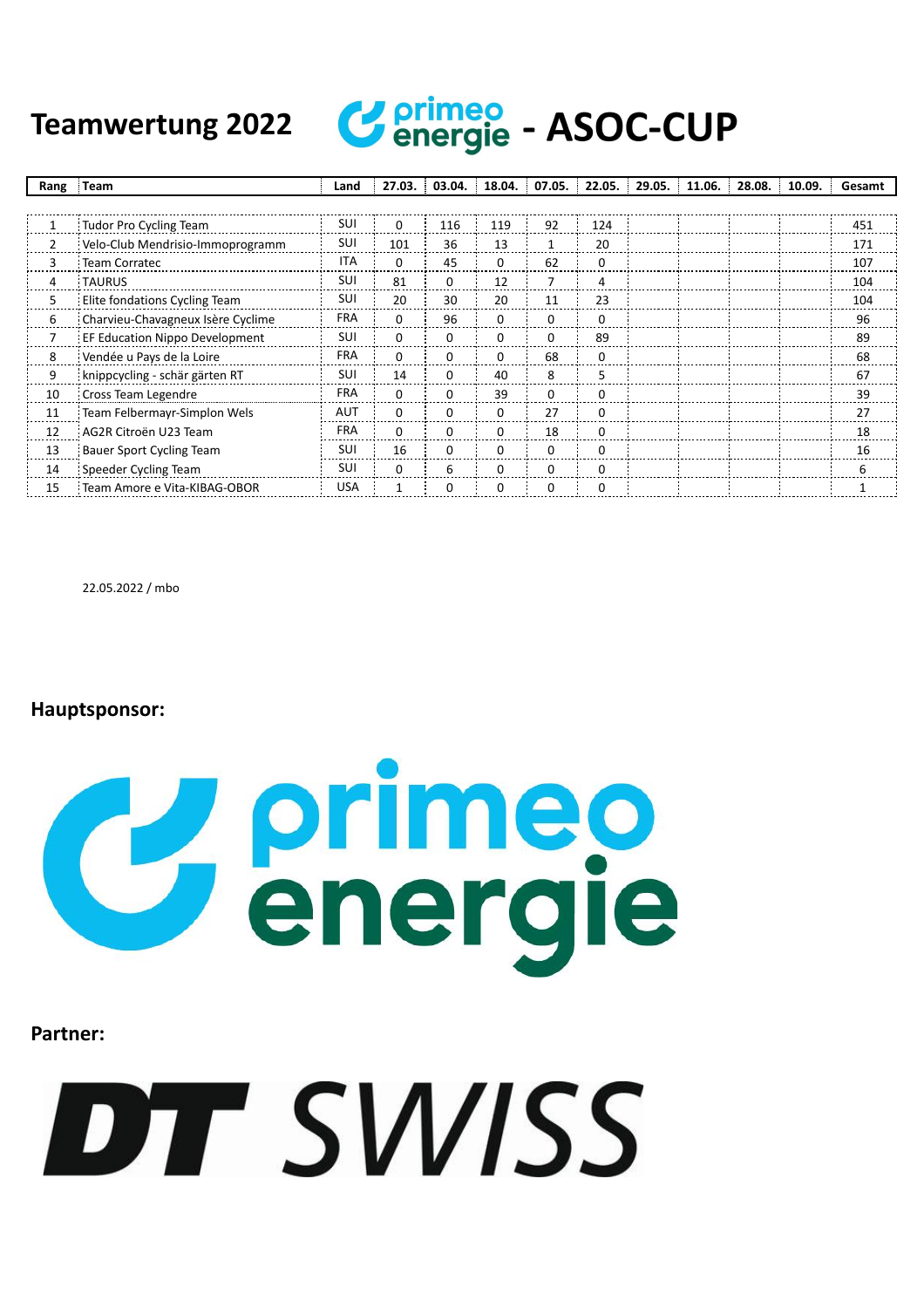# Teamwertung 2022 primeo energie - ASOC-CUP

| Rang | Team | Land | 27.03. | 03.04. | 18.04. | 07.05. | 22.05. | 29.05. | 11.06. | 28.08. | 10.09. | Gesamt |
|---|---|---|---|---|---|---|---|---|---|---|---|---|
| 1 | Tudor Pro Cycling Team | SUI | 0 | 116 | 119 | 92 | 124 | | | | | 451 |
| 2 | Velo-Club Mendrisio-Immoprogramm | SUI | 101 | 36 | 13 | 1 | 20 | | | | | 171 |
| 3 | Team Corratec | ITA | 0 | 45 | 0 | 62 | 0 | | | | | 107 |
| 4 | TAURUS | SUI | 81 | 0 | 12 | 7 | 4 | | | | | 104 |
| 5 | Elite fondations Cycling Team | SUI | 20 | 30 | 20 | 11 | 23 | | | | | 104 |
| 6 | Charvieu-Chavagneux Isère Cyclime | FRA | 0 | 96 | 0 | 0 | 0 | | | | | 96 |
| 7 | EF Education Nippo Development | SUI | 0 | 0 | 0 | 0 | 89 | | | | | 89 |
| 8 | Vendée u Pays de la Loire | FRA | 0 | 0 | 0 | 68 | 0 | | | | | 68 |
| 9 | knippcycling - schär gärten RT | SUI | 14 | 0 | 40 | 8 | 5 | | | | | 67 |
| 10 | Cross Team Legendre | FRA | 0 | 0 | 39 | 0 | 0 | | | | | 39 |
| 11 | Team Felbermayr-Simplon Wels | AUT | 0 | 0 | 0 | 27 | 0 | | | | | 27 |
| 12 | AG2R Citroën U23 Team | FRA | 0 | 0 | 0 | 18 | 0 | | | | | 18 |
| 13 | Bauer Sport Cycling Team | SUI | 16 | 0 | 0 | 0 | 0 | | | | | 16 |
| 14 | Speeder Cycling Team | SUI | 0 | 6 | 0 | 0 | 0 | | | | | 6 |
| 15 | Team Amore e Vita-KIBAG-OBOR | USA | 1 | 0 | 0 | 0 | 0 | | | | | 1 |

22.05.2022 / mbo

**Hauptsponsor:**

primeo energie

**Partner:**

DT SWISS